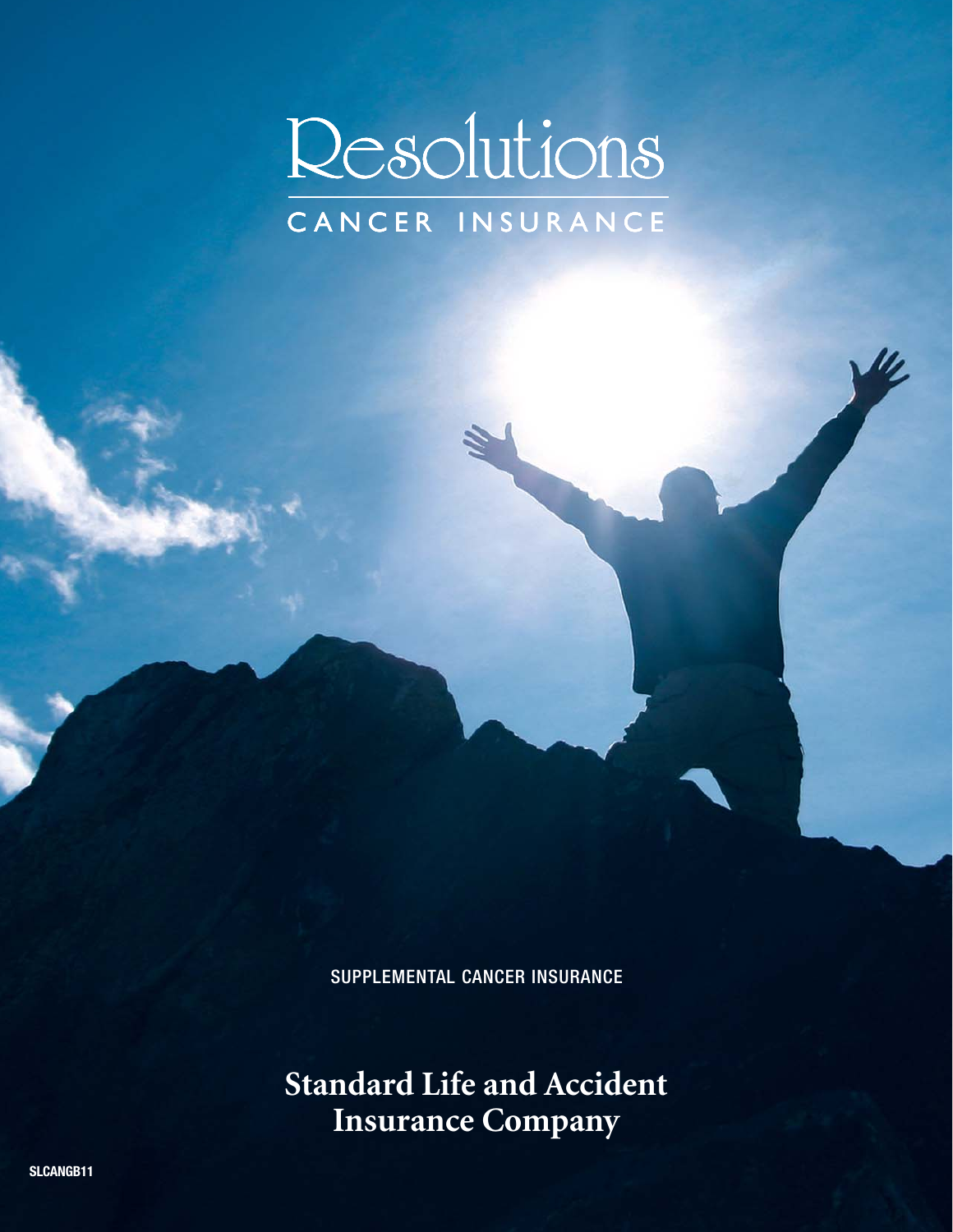# Resolutions

## CANCER INSURANCE

SUPPLEMENTAL CANCER INSURANCE

**Standard Life and Accident Insurance Company**

SLCANGB11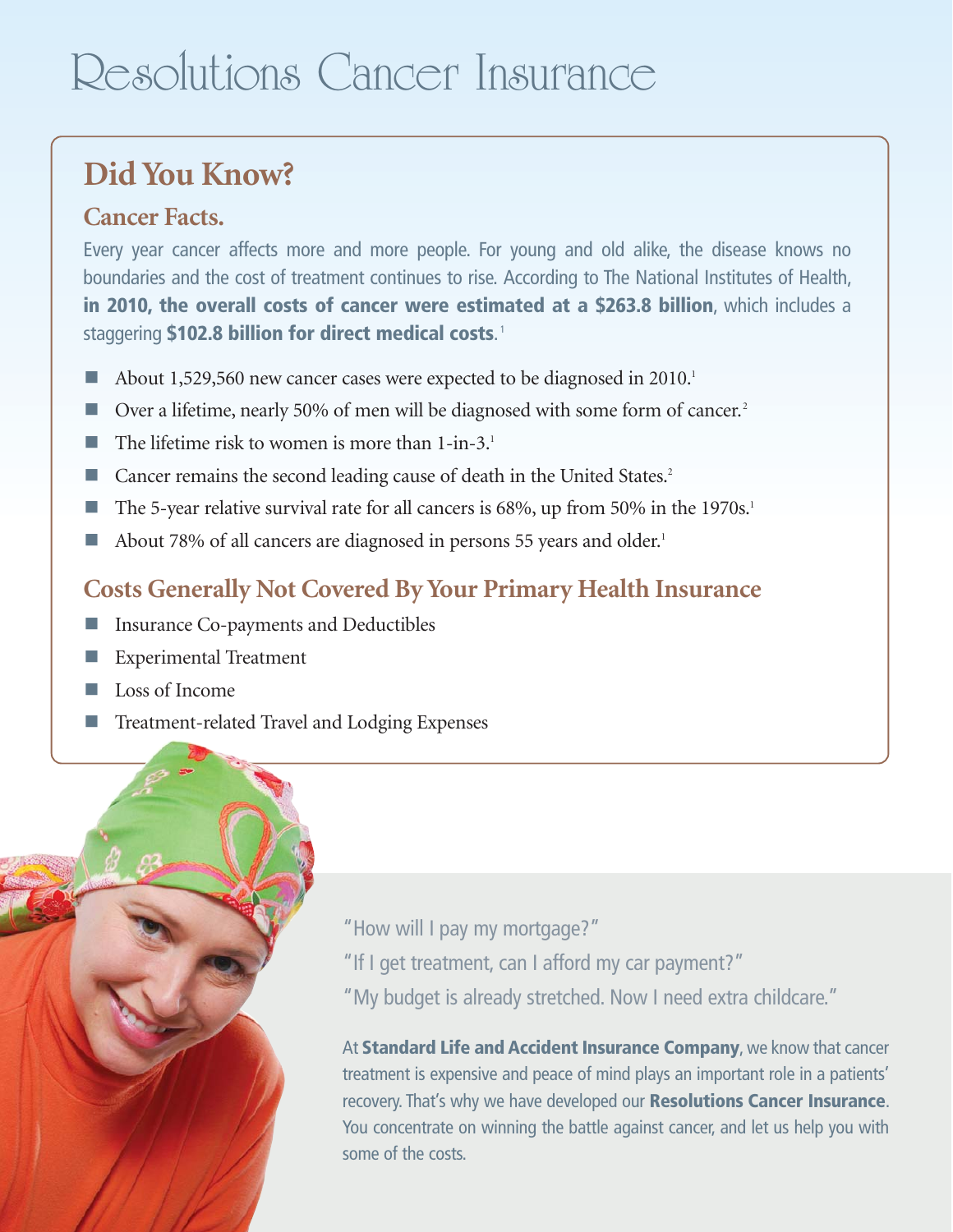# Resolutions Cancer Insurance

## Did You Know?

### Cancer Facts.

Every year cancer affects more and more people. For young and old alike, the disease knows no boundaries and the cost of treatment continues to rise. According to The National Institutes of Health, **in 2010, the overall costs of cancer were estimated at a $263.8 billion**, which includes a staggering **$102.8 billion for direct medical costs**.[1]

- About 1,529,560 new cancer cases were expected to be diagnosed in 2010.[1]
- Over a lifetime, nearly 50% of men will be diagnosed with some form of cancer.[2]
- The lifetime risk to women is more than 1-in-3.[1]
- Cancer remains the second leading cause of death in the United States.[2]
- The 5-year relative survival rate for all cancers is 68%, up from 50% in the 1970s.[1]
- About 78% of all cancers are diagnosed in persons 55 years and older.[1]

### Costs Generally Not Covered By Your Primary Health Insurance

- Insurance Co-payments and Deductibles
- Experimental Treatment
- Loss of Income
- Treatment-related Travel and Lodging Expenses

"How will I pay my mortgage?"

"If I get treatment, can I afford my car payment?"

"My budget is already stretched. Now I need extra childcare."

At **Standard Life and Accident Insurance Company**, we know that cancer treatment is expensive and peace of mind plays an important role in a patients' recovery. That's why we have developed our **Resolutions Cancer Insurance**. You concentrate on winning the battle against cancer, and let us help you with some of the costs.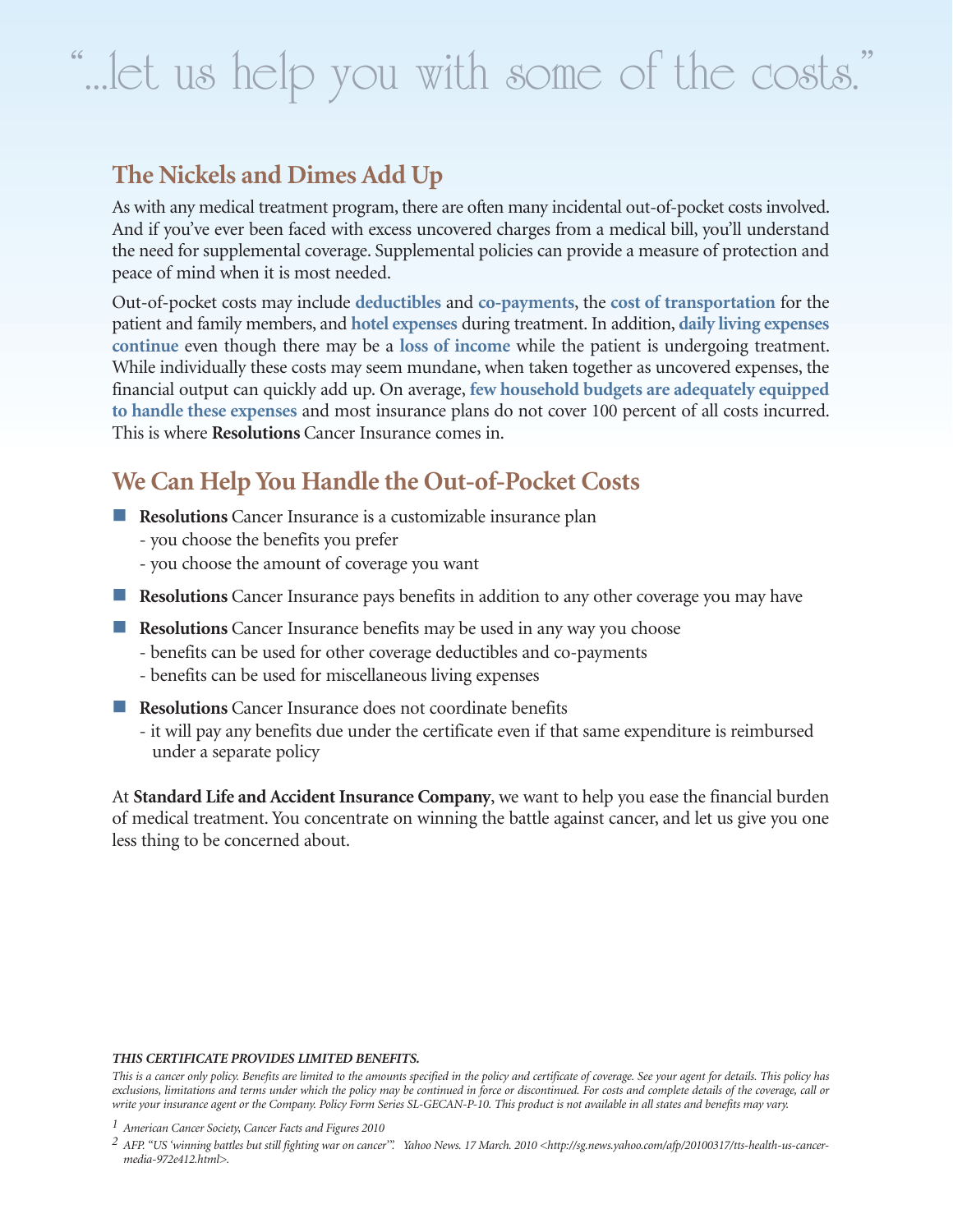# "...let us help you with some of the costs."

## The Nickels and Dimes Add Up

As with any medical treatment program, there are often many incidental out-of-pocket costs involved. And if you've ever been faced with excess uncovered charges from a medical bill, you'll understand the need for supplemental coverage. Supplemental policies can provide a measure of protection and peace of mind when it is most needed.

Out-of-pocket costs may include **deductibles** and **co-payments**, the **cost of transportation** for the patient and family members, and **hotel expenses** during treatment. In addition, **daily living expenses continue** even though there may be a **loss of income** while the patient is undergoing treatment. While individually these costs may seem mundane, when taken together as uncovered expenses, the financial output can quickly add up. On average, **few household budgets are adequately equipped to handle these expenses** and most insurance plans do not cover 100 percent of all costs incurred. This is where **Resolutions** Cancer Insurance comes in.

## We Can Help You Handle the Out-of-Pocket Costs

- **Resolutions** Cancer Insurance is a customizable insurance plan
  - you choose the benefits you prefer
  - you choose the amount of coverage you want
- **Resolutions** Cancer Insurance pays benefits in addition to any other coverage you may have
- **Resolutions** Cancer Insurance benefits may be used in any way you choose
  - benefits can be used for other coverage deductibles and co-payments
  - benefits can be used for miscellaneous living expenses
- **Resolutions** Cancer Insurance does not coordinate benefits
  - it will pay any benefits due under the certificate even if that same expenditure is reimbursed under a separate policy

At **Standard Life and Accident Insurance Company**, we want to help you ease the financial burden of medical treatment. You concentrate on winning the battle against cancer, and let us give you one less thing to be concerned about.

***THIS CERTIFICATE PROVIDES LIMITED BENEFITS.***

*This is a cancer only policy. Benefits are limited to the amounts specified in the policy and certificate of coverage. See your agent for details. This policy has exclusions, limitations and terms under which the policy may be continued in force or discontinued. For costs and complete details of the coverage, call or write your insurance agent or the Company. Policy Form Series SL-GECAN-P-10. This product is not available in all states and benefits may vary.*

[1] *American Cancer Society, Cancer Facts and Figures 2010*

[2] *AFP. "US 'winning battles but still fighting war on cancer'". Yahoo News. 17 March. 2010 <http://sg.news.yahoo.com/afp/20100317/tts-health-us-cancer-media-972e412.html>.*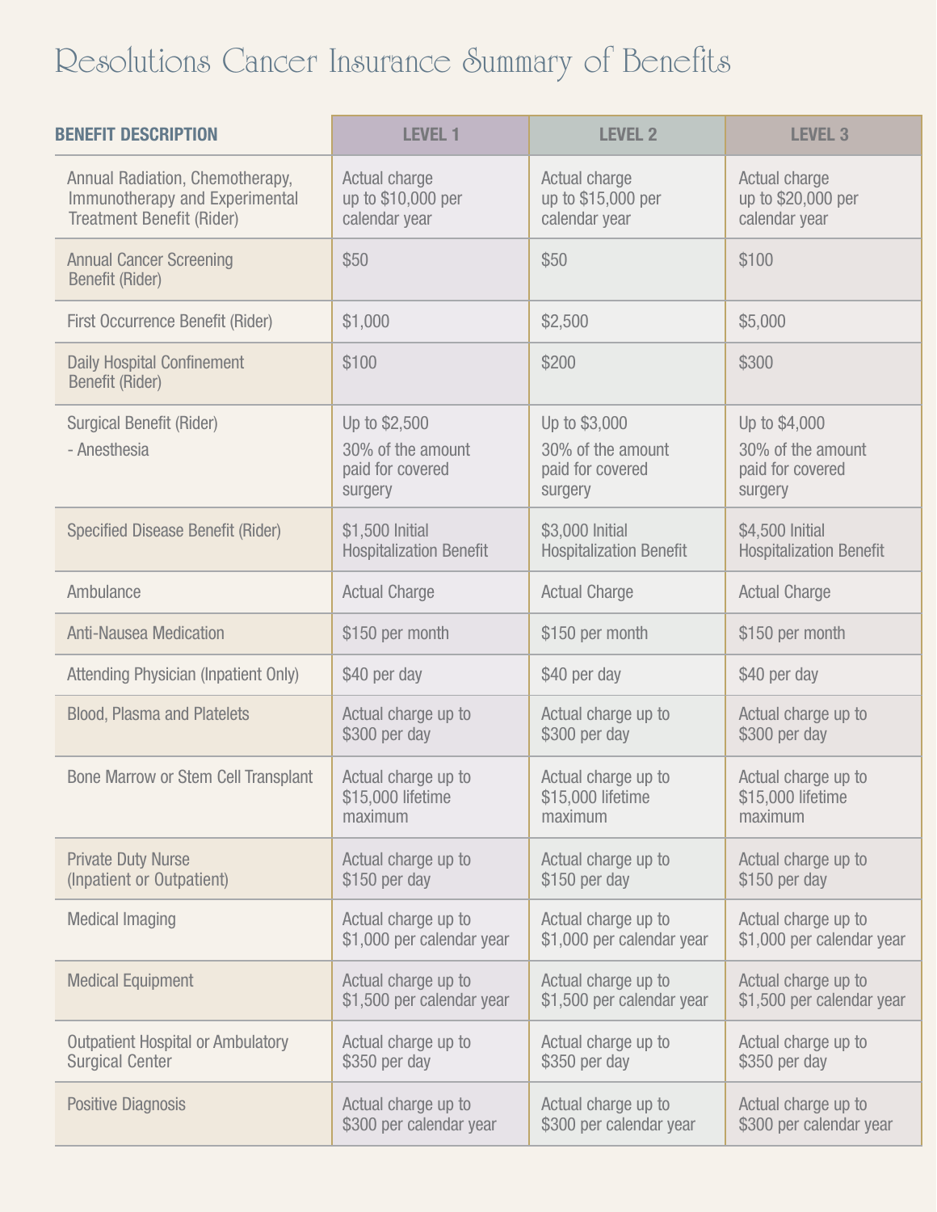# Resolutions Cancer Insurance Summary of Benefits

| BENEFIT DESCRIPTION | LEVEL 1 | LEVEL 2 | LEVEL 3 |
|---|---|---|---|
| Annual Radiation, Chemotherapy, Immunotherapy and Experimental Treatment Benefit (Rider) | Actual charge up to $10,000 per calendar year | Actual charge up to $15,000 per calendar year | Actual charge up to $20,000 per calendar year |
| Annual Cancer Screening Benefit (Rider) | $50 | $50 | $100 |
| First Occurrence Benefit (Rider) | $1,000 | $2,500 | $5,000 |
| Daily Hospital Confinement Benefit (Rider) | $100 | $200 | $300 |
| Surgical Benefit (Rider)<br>- Anesthesia | Up to $2,500<br>30% of the amount paid for covered surgery | Up to $3,000<br>30% of the amount paid for covered surgery | Up to $4,000<br>30% of the amount paid for covered surgery |
| Specified Disease Benefit (Rider) | $1,500 Initial Hospitalization Benefit | $3,000 Initial Hospitalization Benefit | $4,500 Initial Hospitalization Benefit |
| Ambulance | Actual Charge | Actual Charge | Actual Charge |
| Anti-Nausea Medication | $150 per month | $150 per month | $150 per month |
| Attending Physician (Inpatient Only) | $40 per day | $40 per day | $40 per day |
| Blood, Plasma and Platelets | Actual charge up to $300 per day | Actual charge up to $300 per day | Actual charge up to $300 per day |
| Bone Marrow or Stem Cell Transplant | Actual charge up to $15,000 lifetime maximum | Actual charge up to $15,000 lifetime maximum | Actual charge up to $15,000 lifetime maximum |
| Private Duty Nurse (Inpatient or Outpatient) | Actual charge up to $150 per day | Actual charge up to $150 per day | Actual charge up to $150 per day |
| Medical Imaging | Actual charge up to $1,000 per calendar year | Actual charge up to $1,000 per calendar year | Actual charge up to $1,000 per calendar year |
| Medical Equipment | Actual charge up to $1,500 per calendar year | Actual charge up to $1,500 per calendar year | Actual charge up to $1,500 per calendar year |
| Outpatient Hospital or Ambulatory Surgical Center | Actual charge up to $350 per day | Actual charge up to $350 per day | Actual charge up to $350 per day |
| Positive Diagnosis | Actual charge up to $300 per calendar year | Actual charge up to $300 per calendar year | Actual charge up to $300 per calendar year |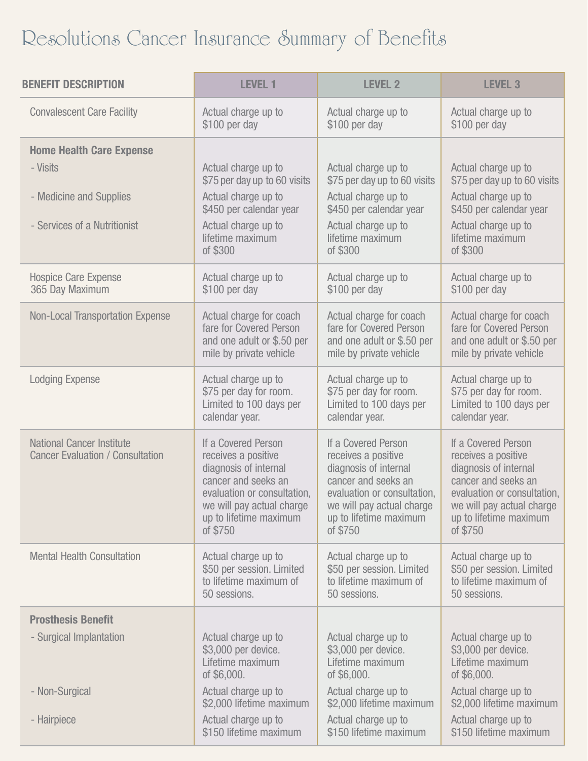# Resolutions Cancer Insurance Summary of Benefits

| BENEFIT DESCRIPTION | LEVEL 1 | LEVEL 2 | LEVEL 3 |
|---|---|---|---|
| Convalescent Care Facility | Actual charge up to $100 per day | Actual charge up to $100 per day | Actual charge up to $100 per day |
| **Home Health Care Expense** | | | |
| - Visits | Actual charge up to $75 per day up to 60 visits | Actual charge up to $75 per day up to 60 visits | Actual charge up to $75 per day up to 60 visits |
| - Medicine and Supplies | Actual charge up to $450 per calendar year | Actual charge up to $450 per calendar year | Actual charge up to $450 per calendar year |
| - Services of a Nutritionist | Actual charge up to lifetime maximum of $300 | Actual charge up to lifetime maximum of $300 | Actual charge up to lifetime maximum of $300 |
| Hospice Care Expense 365 Day Maximum | Actual charge up to $100 per day | Actual charge up to $100 per day | Actual charge up to $100 per day |
| Non-Local Transportation Expense | Actual charge for coach fare for Covered Person and one adult or $.50 per mile by private vehicle | Actual charge for coach fare for Covered Person and one adult or $.50 per mile by private vehicle | Actual charge for coach fare for Covered Person and one adult or $.50 per mile by private vehicle |
| Lodging Expense | Actual charge up to $75 per day for room. Limited to 100 days per calendar year. | Actual charge up to $75 per day for room. Limited to 100 days per calendar year. | Actual charge up to $75 per day for room. Limited to 100 days per calendar year. |
| National Cancer Institute Cancer Evaluation / Consultation | If a Covered Person receives a positive diagnosis of internal cancer and seeks an evaluation or consultation, we will pay actual charge up to lifetime maximum of $750 | If a Covered Person receives a positive diagnosis of internal cancer and seeks an evaluation or consultation, we will pay actual charge up to lifetime maximum of $750 | If a Covered Person receives a positive diagnosis of internal cancer and seeks an evaluation or consultation, we will pay actual charge up to lifetime maximum of $750 |
| Mental Health Consultation | Actual charge up to $50 per session. Limited to lifetime maximum of 50 sessions. | Actual charge up to $50 per session. Limited to lifetime maximum of 50 sessions. | Actual charge up to $50 per session. Limited to lifetime maximum of 50 sessions. |
| **Prosthesis Benefit** | | | |
| - Surgical Implantation | Actual charge up to $3,000 per device. Lifetime maximum of $6,000. | Actual charge up to $3,000 per device. Lifetime maximum of $6,000. | Actual charge up to $3,000 per device. Lifetime maximum of $6,000. |
| - Non-Surgical | Actual charge up to $2,000 lifetime maximum | Actual charge up to $2,000 lifetime maximum | Actual charge up to $2,000 lifetime maximum |
| - Hairpiece | Actual charge up to $150 lifetime maximum | Actual charge up to $150 lifetime maximum | Actual charge up to $150 lifetime maximum |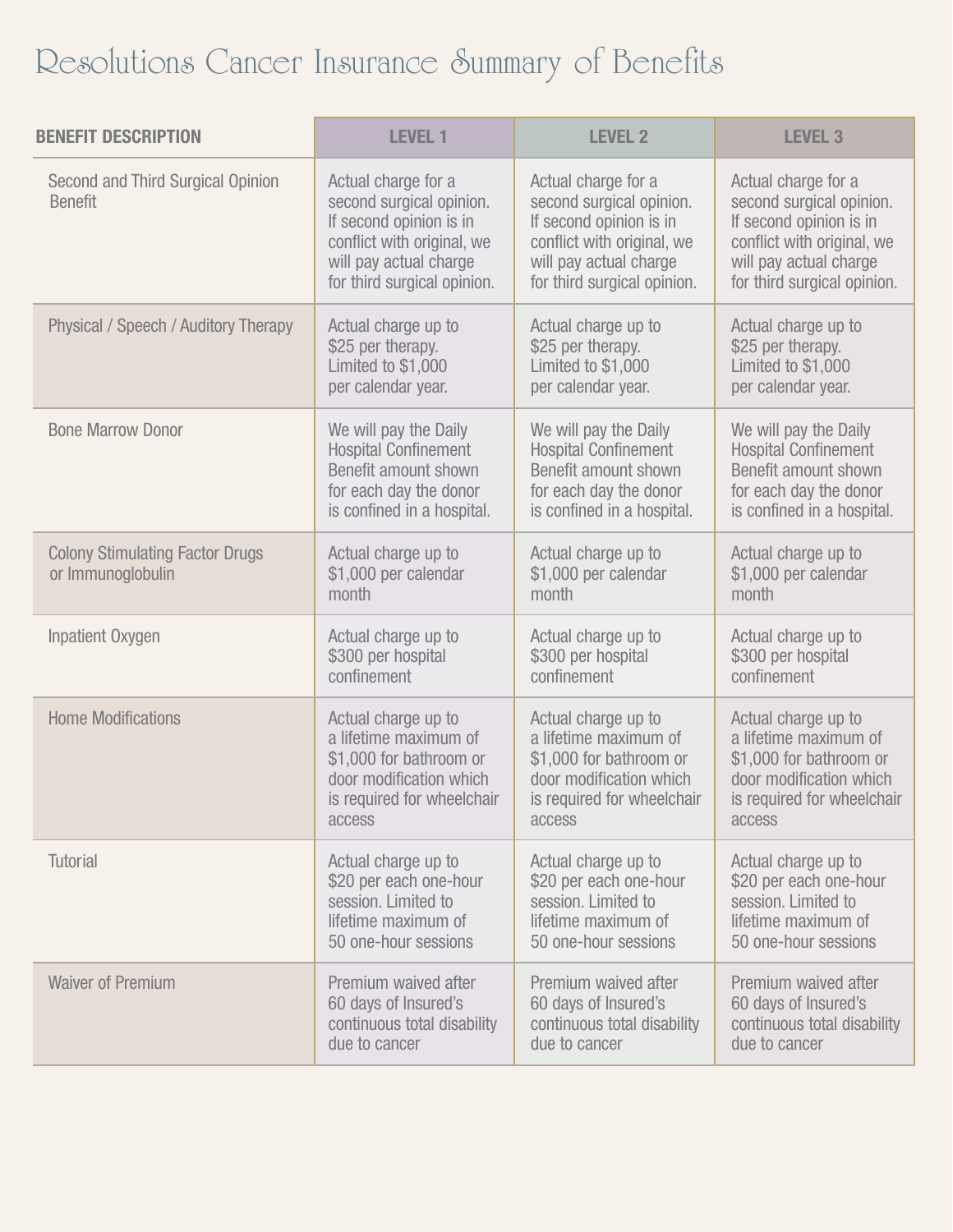# Resolutions Cancer Insurance Summary of Benefits

| BENEFIT DESCRIPTION | LEVEL 1 | LEVEL 2 | LEVEL 3 |
|---|---|---|---|
| Second and Third Surgical Opinion Benefit | Actual charge for a second surgical opinion. If second opinion is in conflict with original, we will pay actual charge for third surgical opinion. | Actual charge for a second surgical opinion. If second opinion is in conflict with original, we will pay actual charge for third surgical opinion. | Actual charge for a second surgical opinion. If second opinion is in conflict with original, we will pay actual charge for third surgical opinion. |
| Physical / Speech / Auditory Therapy | Actual charge up to $25 per therapy. Limited to $1,000 per calendar year. | Actual charge up to $25 per therapy. Limited to $1,000 per calendar year. | Actual charge up to $25 per therapy. Limited to $1,000 per calendar year. |
| Bone Marrow Donor | We will pay the Daily Hospital Confinement Benefit amount shown for each day the donor is confined in a hospital. | We will pay the Daily Hospital Confinement Benefit amount shown for each day the donor is confined in a hospital. | We will pay the Daily Hospital Confinement Benefit amount shown for each day the donor is confined in a hospital. |
| Colony Stimulating Factor Drugs or Immunoglobulin | Actual charge up to $1,000 per calendar month | Actual charge up to $1,000 per calendar month | Actual charge up to $1,000 per calendar month |
| Inpatient Oxygen | Actual charge up to $300 per hospital confinement | Actual charge up to $300 per hospital confinement | Actual charge up to $300 per hospital confinement |
| Home Modifications | Actual charge up to a lifetime maximum of $1,000 for bathroom or door modification which is required for wheelchair access | Actual charge up to a lifetime maximum of $1,000 for bathroom or door modification which is required for wheelchair access | Actual charge up to a lifetime maximum of $1,000 for bathroom or door modification which is required for wheelchair access |
| Tutorial | Actual charge up to $20 per each one-hour session. Limited to lifetime maximum of 50 one-hour sessions | Actual charge up to $20 per each one-hour session. Limited to lifetime maximum of 50 one-hour sessions | Actual charge up to $20 per each one-hour session. Limited to lifetime maximum of 50 one-hour sessions |
| Waiver of Premium | Premium waived after 60 days of Insured's continuous total disability due to cancer | Premium waived after 60 days of Insured's continuous total disability due to cancer | Premium waived after 60 days of Insured's continuous total disability due to cancer |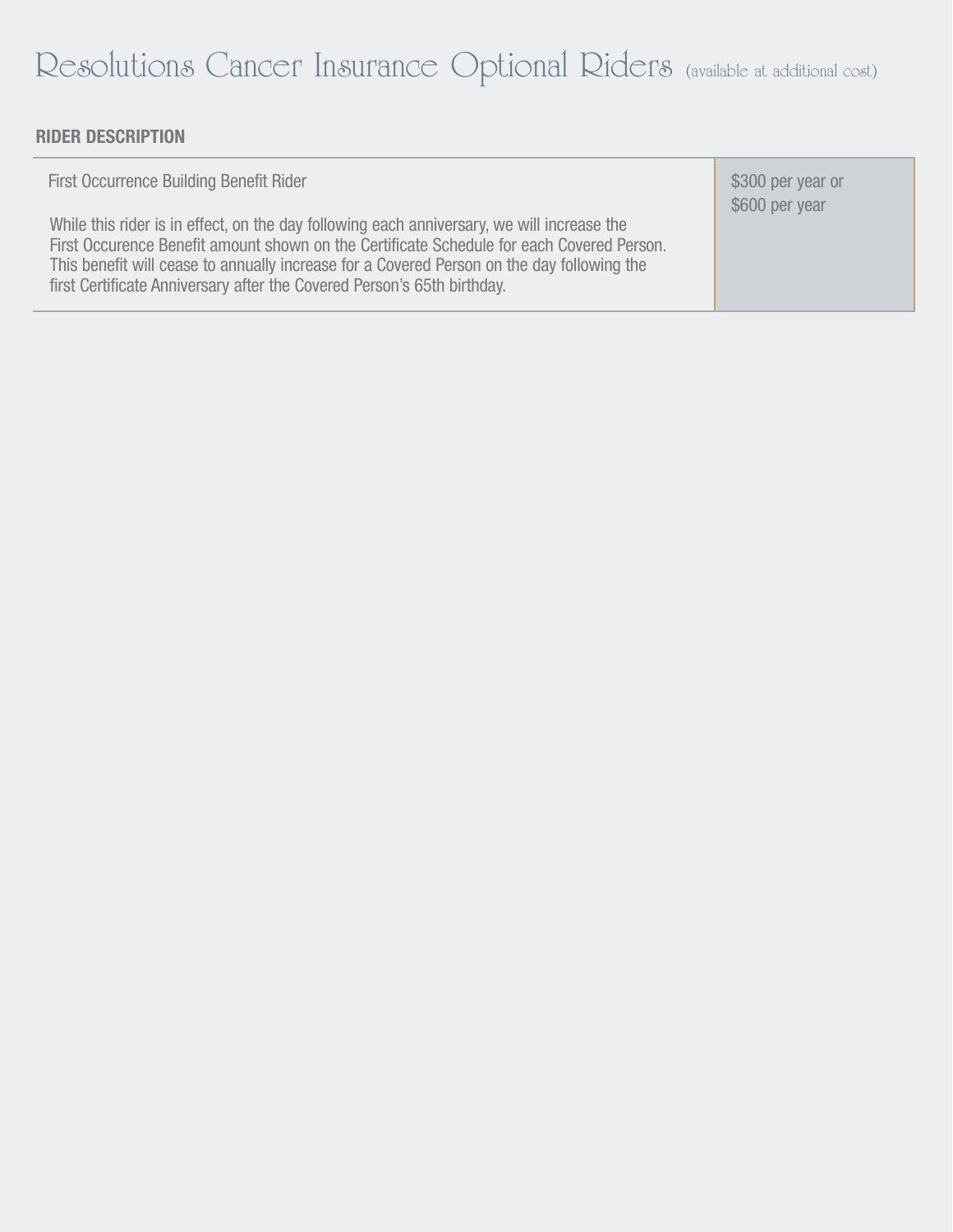# Resolutions Cancer Insurance Optional Riders (available at additional cost)

**RIDER DESCRIPTION**

| | |
|---|---|
| First Occurrence Building Benefit Rider<br><br>While this rider is in effect, on the day following each anniversary, we will increase the First Occurence Benefit amount shown on the Certificate Schedule for each Covered Person. This benefit will cease to annually increase for a Covered Person on the day following the first Certificate Anniversary after the Covered Person's 65th birthday. | \$300 per year or \$600 per year |